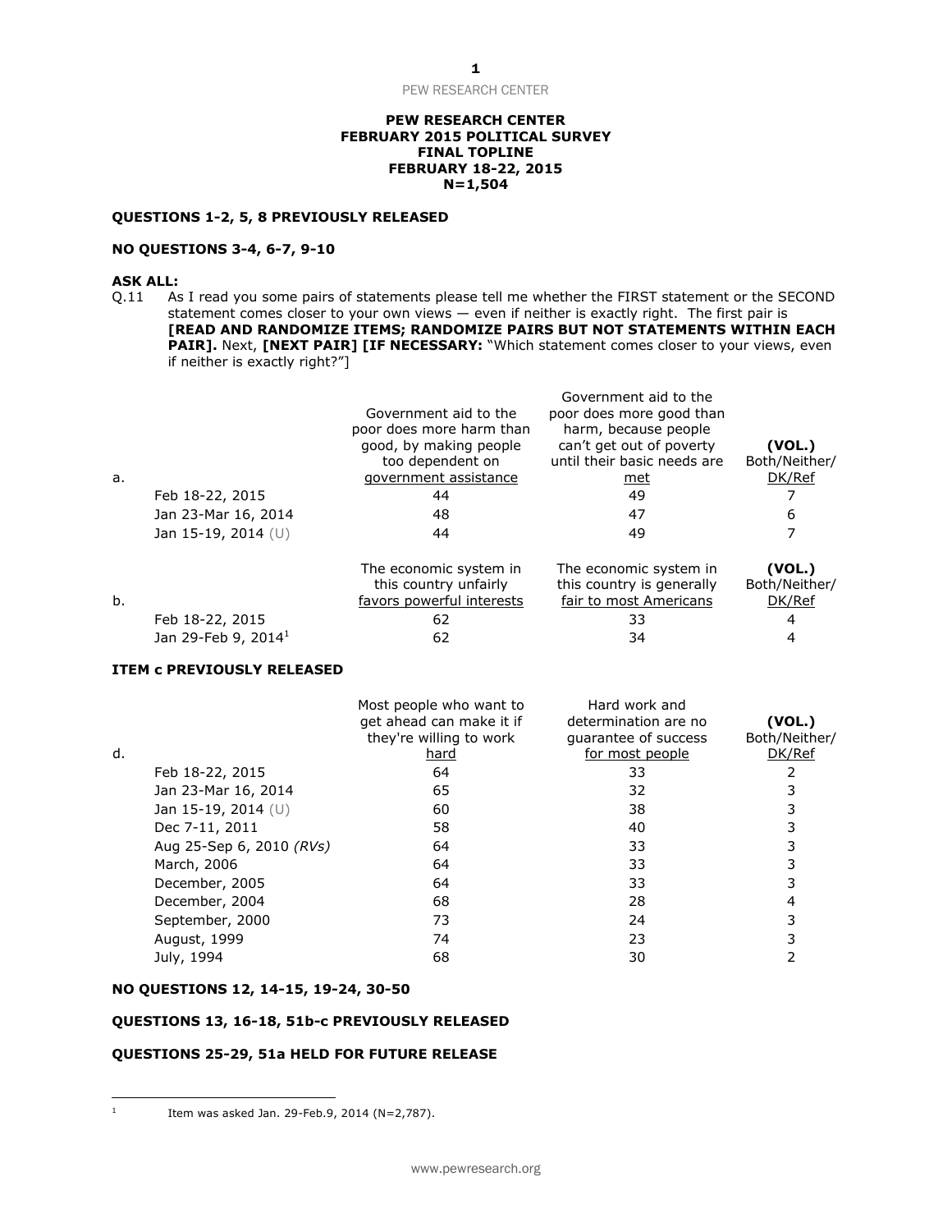**PEW RESEARCH CENTER**
**FEBRUARY 2015 POLITICAL SURVEY**
**FINAL TOPLINE**
**FEBRUARY 18-22, 2015**
**N=1,504**

**QUESTIONS 1-2, 5, 8 PREVIOUSLY RELEASED**

**NO QUESTIONS 3-4, 6-7, 9-10**

**ASK ALL:**

Q.11 As I read you some pairs of statements please tell me whether the FIRST statement or the SECOND statement comes closer to your own views — even if neither is exactly right. The first pair is **[READ AND RANDOMIZE ITEMS; RANDOMIZE PAIRS BUT NOT STATEMENTS WITHIN EACH PAIR].** Next, **[NEXT PAIR] [IF NECESSARY:** "Which statement comes closer to your views, even if neither is exactly right?"]

| a. | Government aid to the poor does more harm than good, by making people too dependent on government assistance | Government aid to the poor does more good than harm, because people can't get out of poverty until their basic needs are met | **(VOL.)** Both/Neither/ DK/Ref |
|---|---|---|---|
| Feb 18-22, 2015 | 44 | 49 | 7 |
| Jan 23-Mar 16, 2014 | 48 | 47 | 6 |
| Jan 15-19, 2014 (U) | 44 | 49 | 7 |

| b. | The economic system in this country unfairly favors powerful interests | The economic system in this country is generally fair to most Americans | **(VOL.)** Both/Neither/ DK/Ref |
|---|---|---|---|
| Feb 18-22, 2015 | 62 | 33 | 4 |
| Jan 29-Feb 9, 2014[1] | 62 | 34 | 4 |

**ITEM c PREVIOUSLY RELEASED**

| d. | Most people who want to get ahead can make it if they're willing to work hard | Hard work and determination are no guarantee of success for most people | **(VOL.)** Both/Neither/ DK/Ref |
|---|---|---|---|
| Feb 18-22, 2015 | 64 | 33 | 2 |
| Jan 23-Mar 16, 2014 | 65 | 32 | 3 |
| Jan 15-19, 2014 (U) | 60 | 38 | 3 |
| Dec 7-11, 2011 | 58 | 40 | 3 |
| Aug 25-Sep 6, 2010 *(RVs)* | 64 | 33 | 3 |
| March, 2006 | 64 | 33 | 3 |
| December, 2005 | 64 | 33 | 3 |
| December, 2004 | 68 | 28 | 4 |
| September, 2000 | 73 | 24 | 3 |
| August, 1999 | 74 | 23 | 3 |
| July, 1994 | 68 | 30 | 2 |

**NO QUESTIONS 12, 14-15, 19-24, 30-50**

**QUESTIONS 13, 16-18, 51b-c PREVIOUSLY RELEASED**

**QUESTIONS 25-29, 51a HELD FOR FUTURE RELEASE**

---

[1] Item was asked Jan. 29-Feb.9, 2014 (N=2,787).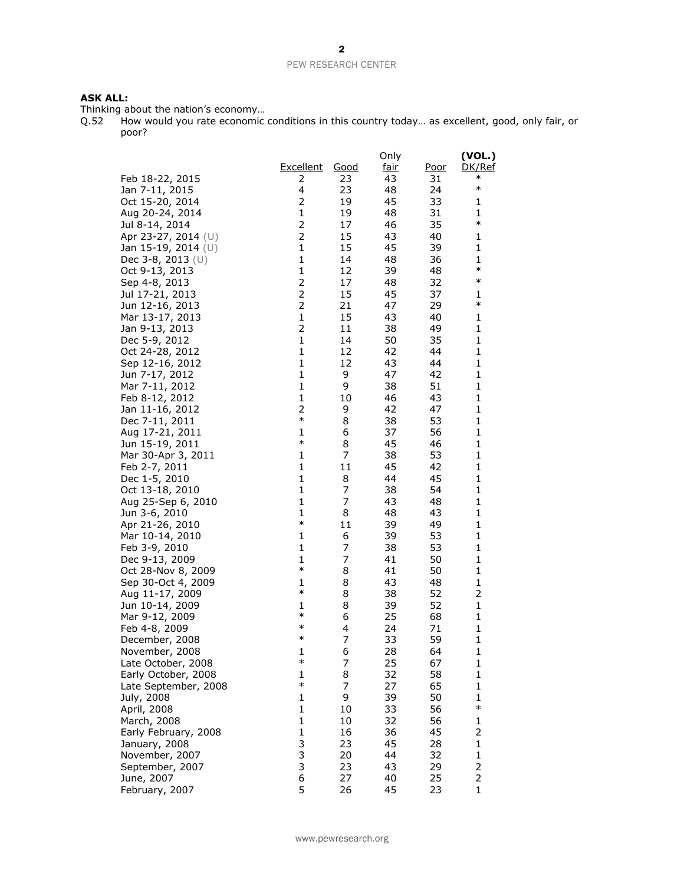**ASK ALL:**

Thinking about the nation's economy…

Q.52 How would you rate economic conditions in this country today… as excellent, good, only fair, or poor?

| | Excellent | Good | Only fair | Poor | (VOL.) DK/Ref |
|---|---|---|---|---|---|
| Feb 18-22, 2015 | 2 | 23 | 43 | 31 | * |
| Jan 7-11, 2015 | 4 | 23 | 48 | 24 | * |
| Oct 15-20, 2014 | 2 | 19 | 45 | 33 | 1 |
| Aug 20-24, 2014 | 1 | 19 | 48 | 31 | 1 |
| Jul 8-14, 2014 | 2 | 17 | 46 | 35 | * |
| Apr 23-27, 2014 (U) | 2 | 15 | 43 | 40 | 1 |
| Jan 15-19, 2014 (U) | 1 | 15 | 45 | 39 | 1 |
| Dec 3-8, 2013 (U) | 1 | 14 | 48 | 36 | 1 |
| Oct 9-13, 2013 | 1 | 12 | 39 | 48 | * |
| Sep 4-8, 2013 | 2 | 17 | 48 | 32 | * |
| Jul 17-21, 2013 | 2 | 15 | 45 | 37 | 1 |
| Jun 12-16, 2013 | 2 | 21 | 47 | 29 | * |
| Mar 13-17, 2013 | 1 | 15 | 43 | 40 | 1 |
| Jan 9-13, 2013 | 2 | 11 | 38 | 49 | 1 |
| Dec 5-9, 2012 | 1 | 14 | 50 | 35 | 1 |
| Oct 24-28, 2012 | 1 | 12 | 42 | 44 | 1 |
| Sep 12-16, 2012 | 1 | 12 | 43 | 44 | 1 |
| Jun 7-17, 2012 | 1 | 9 | 47 | 42 | 1 |
| Mar 7-11, 2012 | 1 | 9 | 38 | 51 | 1 |
| Feb 8-12, 2012 | 1 | 10 | 46 | 43 | 1 |
| Jan 11-16, 2012 | 2 | 9 | 42 | 47 | 1 |
| Dec 7-11, 2011 | * | 8 | 38 | 53 | 1 |
| Aug 17-21, 2011 | 1 | 6 | 37 | 56 | 1 |
| Jun 15-19, 2011 | * | 8 | 45 | 46 | 1 |
| Mar 30-Apr 3, 2011 | 1 | 7 | 38 | 53 | 1 |
| Feb 2-7, 2011 | 1 | 11 | 45 | 42 | 1 |
| Dec 1-5, 2010 | 1 | 8 | 44 | 45 | 1 |
| Oct 13-18, 2010 | 1 | 7 | 38 | 54 | 1 |
| Aug 25-Sep 6, 2010 | 1 | 7 | 43 | 48 | 1 |
| Jun 3-6, 2010 | 1 | 8 | 48 | 43 | 1 |
| Apr 21-26, 2010 | * | 11 | 39 | 49 | 1 |
| Mar 10-14, 2010 | 1 | 6 | 39 | 53 | 1 |
| Feb 3-9, 2010 | 1 | 7 | 38 | 53 | 1 |
| Dec 9-13, 2009 | 1 | 7 | 41 | 50 | 1 |
| Oct 28-Nov 8, 2009 | * | 8 | 41 | 50 | 1 |
| Sep 30-Oct 4, 2009 | 1 | 8 | 43 | 48 | 1 |
| Aug 11-17, 2009 | * | 8 | 38 | 52 | 2 |
| Jun 10-14, 2009 | 1 | 8 | 39 | 52 | 1 |
| Mar 9-12, 2009 | * | 6 | 25 | 68 | 1 |
| Feb 4-8, 2009 | * | 4 | 24 | 71 | 1 |
| December, 2008 | * | 7 | 33 | 59 | 1 |
| November, 2008 | 1 | 6 | 28 | 64 | 1 |
| Late October, 2008 | * | 7 | 25 | 67 | 1 |
| Early October, 2008 | 1 | 8 | 32 | 58 | 1 |
| Late September, 2008 | * | 7 | 27 | 65 | 1 |
| July, 2008 | 1 | 9 | 39 | 50 | 1 |
| April, 2008 | 1 | 10 | 33 | 56 | * |
| March, 2008 | 1 | 10 | 32 | 56 | 1 |
| Early February, 2008 | 1 | 16 | 36 | 45 | 2 |
| January, 2008 | 3 | 23 | 45 | 28 | 1 |
| November, 2007 | 3 | 20 | 44 | 32 | 1 |
| September, 2007 | 3 | 23 | 43 | 29 | 2 |
| June, 2007 | 6 | 27 | 40 | 25 | 2 |
| February, 2007 | 5 | 26 | 45 | 23 | 1 |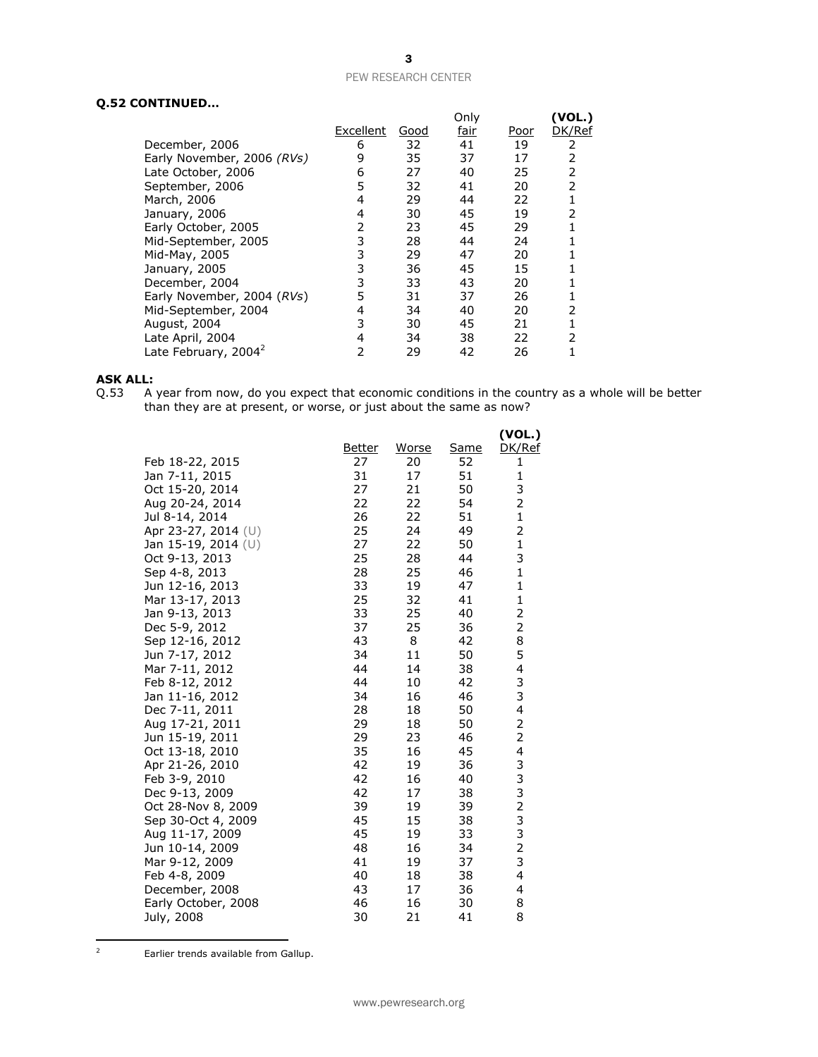**Q.52 CONTINUED…**

| | Excellent | Good | Only fair | Poor | (VOL.) DK/Ref |
|---|---|---|---|---|---|
| December, 2006 | 6 | 32 | 41 | 19 | 2 |
| Early November, 2006 *(RVs)* | 9 | 35 | 37 | 17 | 2 |
| Late October, 2006 | 6 | 27 | 40 | 25 | 2 |
| September, 2006 | 5 | 32 | 41 | 20 | 2 |
| March, 2006 | 4 | 29 | 44 | 22 | 1 |
| January, 2006 | 4 | 30 | 45 | 19 | 2 |
| Early October, 2005 | 2 | 23 | 45 | 29 | 1 |
| Mid-September, 2005 | 3 | 28 | 44 | 24 | 1 |
| Mid-May, 2005 | 3 | 29 | 47 | 20 | 1 |
| January, 2005 | 3 | 36 | 45 | 15 | 1 |
| December, 2004 | 3 | 33 | 43 | 20 | 1 |
| Early November, 2004 (*RVs*) | 5 | 31 | 37 | 26 | 1 |
| Mid-September, 2004 | 4 | 34 | 40 | 20 | 2 |
| August, 2004 | 3 | 30 | 45 | 21 | 1 |
| Late April, 2004 | 4 | 34 | 38 | 22 | 2 |
| Late February, 2004[2] | 2 | 29 | 42 | 26 | 1 |

**ASK ALL:**

Q.53 A year from now, do you expect that economic conditions in the country as a whole will be better than they are at present, or worse, or just about the same as now?

| | Better | Worse | Same | (VOL.) DK/Ref |
|---|---|---|---|---|
| Feb 18-22, 2015 | 27 | 20 | 52 | 1 |
| Jan 7-11, 2015 | 31 | 17 | 51 | 1 |
| Oct 15-20, 2014 | 27 | 21 | 50 | 3 |
| Aug 20-24, 2014 | 22 | 22 | 54 | 2 |
| Jul 8-14, 2014 | 26 | 22 | 51 | 1 |
| Apr 23-27, 2014 (U) | 25 | 24 | 49 | 2 |
| Jan 15-19, 2014 (U) | 27 | 22 | 50 | 1 |
| Oct 9-13, 2013 | 25 | 28 | 44 | 3 |
| Sep 4-8, 2013 | 28 | 25 | 46 | 1 |
| Jun 12-16, 2013 | 33 | 19 | 47 | 1 |
| Mar 13-17, 2013 | 25 | 32 | 41 | 1 |
| Jan 9-13, 2013 | 33 | 25 | 40 | 2 |
| Dec 5-9, 2012 | 37 | 25 | 36 | 2 |
| Sep 12-16, 2012 | 43 | 8 | 42 | 8 |
| Jun 7-17, 2012 | 34 | 11 | 50 | 5 |
| Mar 7-11, 2012 | 44 | 14 | 38 | 4 |
| Feb 8-12, 2012 | 44 | 10 | 42 | 3 |
| Jan 11-16, 2012 | 34 | 16 | 46 | 3 |
| Dec 7-11, 2011 | 28 | 18 | 50 | 4 |
| Aug 17-21, 2011 | 29 | 18 | 50 | 2 |
| Jun 15-19, 2011 | 29 | 23 | 46 | 2 |
| Oct 13-18, 2010 | 35 | 16 | 45 | 4 |
| Apr 21-26, 2010 | 42 | 19 | 36 | 3 |
| Feb 3-9, 2010 | 42 | 16 | 40 | 3 |
| Dec 9-13, 2009 | 42 | 17 | 38 | 3 |
| Oct 28-Nov 8, 2009 | 39 | 19 | 39 | 2 |
| Sep 30-Oct 4, 2009 | 45 | 15 | 38 | 3 |
| Aug 11-17, 2009 | 45 | 19 | 33 | 3 |
| Jun 10-14, 2009 | 48 | 16 | 34 | 2 |
| Mar 9-12, 2009 | 41 | 19 | 37 | 3 |
| Feb 4-8, 2009 | 40 | 18 | 38 | 4 |
| December, 2008 | 43 | 17 | 36 | 4 |
| Early October, 2008 | 46 | 16 | 30 | 8 |
| July, 2008 | 30 | 21 | 41 | 8 |

---

[2] Earlier trends available from Gallup.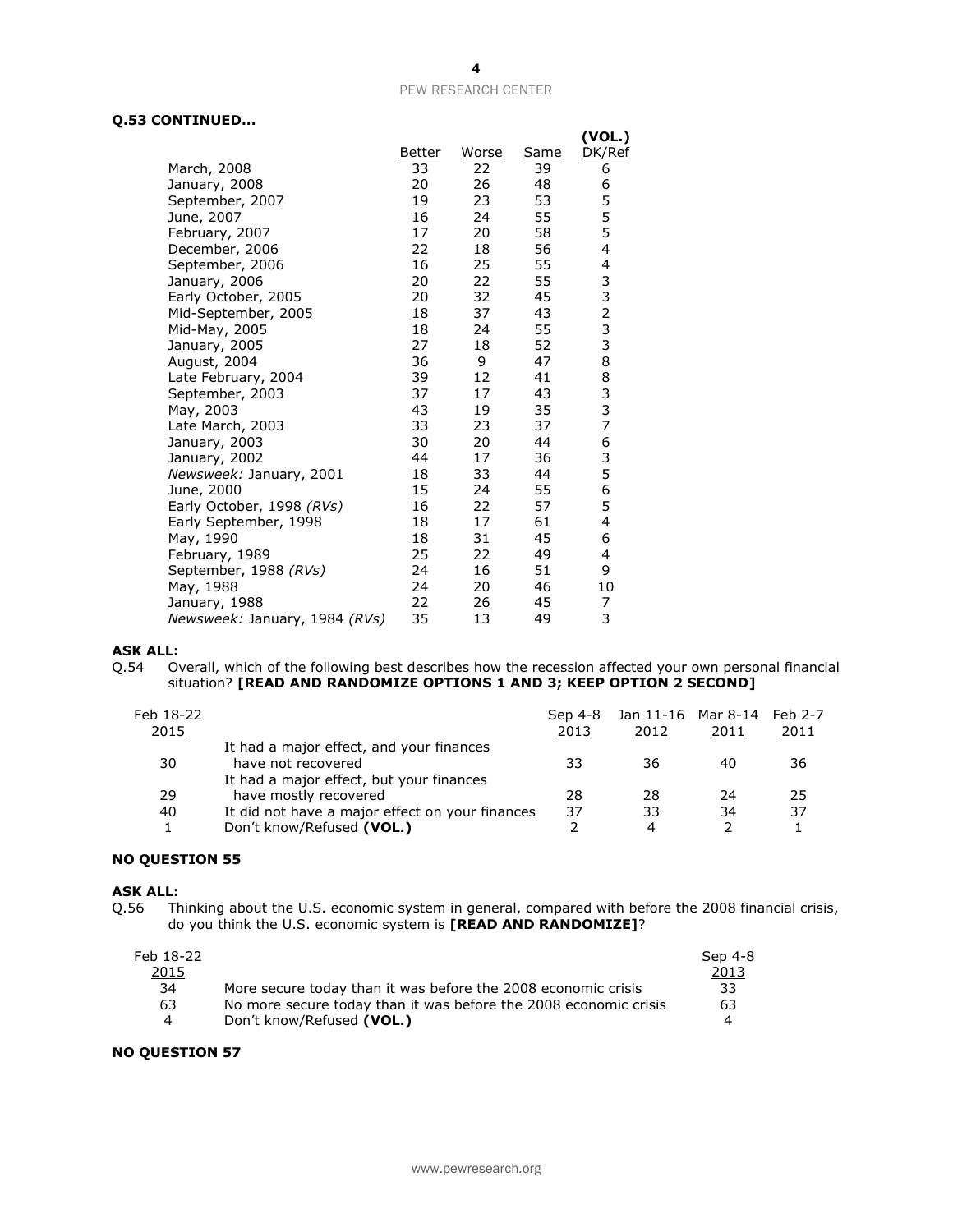**Q.53 CONTINUED...**

| | Better | Worse | Same | (VOL.) DK/Ref |
|---|---|---|---|---|
| March, 2008 | 33 | 22 | 39 | 6 |
| January, 2008 | 20 | 26 | 48 | 6 |
| September, 2007 | 19 | 23 | 53 | 5 |
| June, 2007 | 16 | 24 | 55 | 5 |
| February, 2007 | 17 | 20 | 58 | 5 |
| December, 2006 | 22 | 18 | 56 | 4 |
| September, 2006 | 16 | 25 | 55 | 4 |
| January, 2006 | 20 | 22 | 55 | 3 |
| Early October, 2005 | 20 | 32 | 45 | 3 |
| Mid-September, 2005 | 18 | 37 | 43 | 2 |
| Mid-May, 2005 | 18 | 24 | 55 | 3 |
| January, 2005 | 27 | 18 | 52 | 3 |
| August, 2004 | 36 | 9 | 47 | 8 |
| Late February, 2004 | 39 | 12 | 41 | 8 |
| September, 2003 | 37 | 17 | 43 | 3 |
| May, 2003 | 43 | 19 | 35 | 3 |
| Late March, 2003 | 33 | 23 | 37 | 7 |
| January, 2003 | 30 | 20 | 44 | 6 |
| January, 2002 | 44 | 17 | 36 | 3 |
| *Newsweek:* January, 2001 | 18 | 33 | 44 | 5 |
| June, 2000 | 15 | 24 | 55 | 6 |
| Early October, 1998 *(RVs)* | 16 | 22 | 57 | 5 |
| Early September, 1998 | 18 | 17 | 61 | 4 |
| May, 1990 | 18 | 31 | 45 | 6 |
| February, 1989 | 25 | 22 | 49 | 4 |
| September, 1988 *(RVs)* | 24 | 16 | 51 | 9 |
| May, 1988 | 24 | 20 | 46 | 10 |
| January, 1988 | 22 | 26 | 45 | 7 |
| *Newsweek:* January, 1984 *(RVs)* | 35 | 13 | 49 | 3 |

**ASK ALL:**

Q.54 Overall, which of the following best describes how the recession affected your own personal financial situation? **[READ AND RANDOMIZE OPTIONS 1 AND 3; KEEP OPTION 2 SECOND]**

| Feb 18-22 2015 | | Sep 4-8 2013 | Jan 11-16 2012 | Mar 8-14 2011 | Feb 2-7 2011 |
|---|---|---|---|---|---|
| 30 | It had a major effect, and your finances have not recovered | 33 | 36 | 40 | 36 |
| 29 | It had a major effect, but your finances have mostly recovered | 28 | 28 | 24 | 25 |
| 40 | It did not have a major effect on your finances | 37 | 33 | 34 | 37 |
| 1 | Don't know/Refused **(VOL.)** | 2 | 4 | 2 | 1 |

**NO QUESTION 55**

**ASK ALL:**

Q.56 Thinking about the U.S. economic system in general, compared with before the 2008 financial crisis, do you think the U.S. economic system is **[READ AND RANDOMIZE]**?

| Feb 18-22 2015 | | Sep 4-8 2013 |
|---|---|---|
| 34 | More secure today than it was before the 2008 economic crisis | 33 |
| 63 | No more secure today than it was before the 2008 economic crisis | 63 |
| 4 | Don't know/Refused **(VOL.)** | 4 |

**NO QUESTION 57**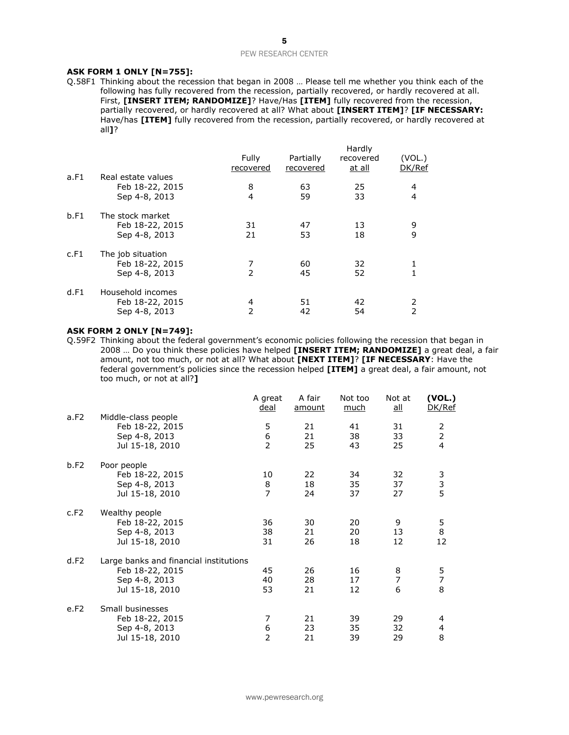**ASK FORM 1 ONLY [N=755]:**

Q.58F1 Thinking about the recession that began in 2008 … Please tell me whether you think each of the following has fully recovered from the recession, partially recovered, or hardly recovered at all. First, **[INSERT ITEM; RANDOMIZE]**? Have/Has **[ITEM]** fully recovered from the recession, partially recovered, or hardly recovered at all? What about **[INSERT ITEM]**? **[IF NECESSARY:** Have/has **[ITEM]** fully recovered from the recession, partially recovered, or hardly recovered at all**]**?

| | | Fully recovered | Partially recovered | Hardly recovered at all | (VOL.) DK/Ref |
|---|---|---|---|---|---|
| a.F1 | Real estate values | | | | |
| | Feb 18-22, 2015 | 8 | 63 | 25 | 4 |
| | Sep 4-8, 2013 | 4 | 59 | 33 | 4 |
| b.F1 | The stock market | | | | |
| | Feb 18-22, 2015 | 31 | 47 | 13 | 9 |
| | Sep 4-8, 2013 | 21 | 53 | 18 | 9 |
| c.F1 | The job situation | | | | |
| | Feb 18-22, 2015 | 7 | 60 | 32 | 1 |
| | Sep 4-8, 2013 | 2 | 45 | 52 | 1 |
| d.F1 | Household incomes | | | | |
| | Feb 18-22, 2015 | 4 | 51 | 42 | 2 |
| | Sep 4-8, 2013 | 2 | 42 | 54 | 2 |

**ASK FORM 2 ONLY [N=749]:**

Q.59F2 Thinking about the federal government's economic policies following the recession that began in 2008 … Do you think these policies have helped **[INSERT ITEM; RANDOMIZE]** a great deal, a fair amount, not too much, or not at all? What about **[NEXT ITEM]**? **[IF NECESSARY**: Have the federal government's policies since the recession helped **[ITEM]** a great deal, a fair amount, not too much, or not at all?**]**

| | | A great deal | A fair amount | Not too much | Not at all | **(VOL.)** DK/Ref |
|---|---|---|---|---|---|---|
| a.F2 | Middle-class people | | | | | |
| | Feb 18-22, 2015 | 5 | 21 | 41 | 31 | 2 |
| | Sep 4-8, 2013 | 6 | 21 | 38 | 33 | 2 |
| | Jul 15-18, 2010 | 2 | 25 | 43 | 25 | 4 |
| b.F2 | Poor people | | | | | |
| | Feb 18-22, 2015 | 10 | 22 | 34 | 32 | 3 |
| | Sep 4-8, 2013 | 8 | 18 | 35 | 37 | 3 |
| | Jul 15-18, 2010 | 7 | 24 | 37 | 27 | 5 |
| c.F2 | Wealthy people | | | | | |
| | Feb 18-22, 2015 | 36 | 30 | 20 | 9 | 5 |
| | Sep 4-8, 2013 | 38 | 21 | 20 | 13 | 8 |
| | Jul 15-18, 2010 | 31 | 26 | 18 | 12 | 12 |
| d.F2 | Large banks and financial institutions | | | | | |
| | Feb 18-22, 2015 | 45 | 26 | 16 | 8 | 5 |
| | Sep 4-8, 2013 | 40 | 28 | 17 | 7 | 7 |
| | Jul 15-18, 2010 | 53 | 21 | 12 | 6 | 8 |
| e.F2 | Small businesses | | | | | |
| | Feb 18-22, 2015 | 7 | 21 | 39 | 29 | 4 |
| | Sep 4-8, 2013 | 6 | 23 | 35 | 32 | 4 |
| | Jul 15-18, 2010 | 2 | 21 | 39 | 29 | 8 |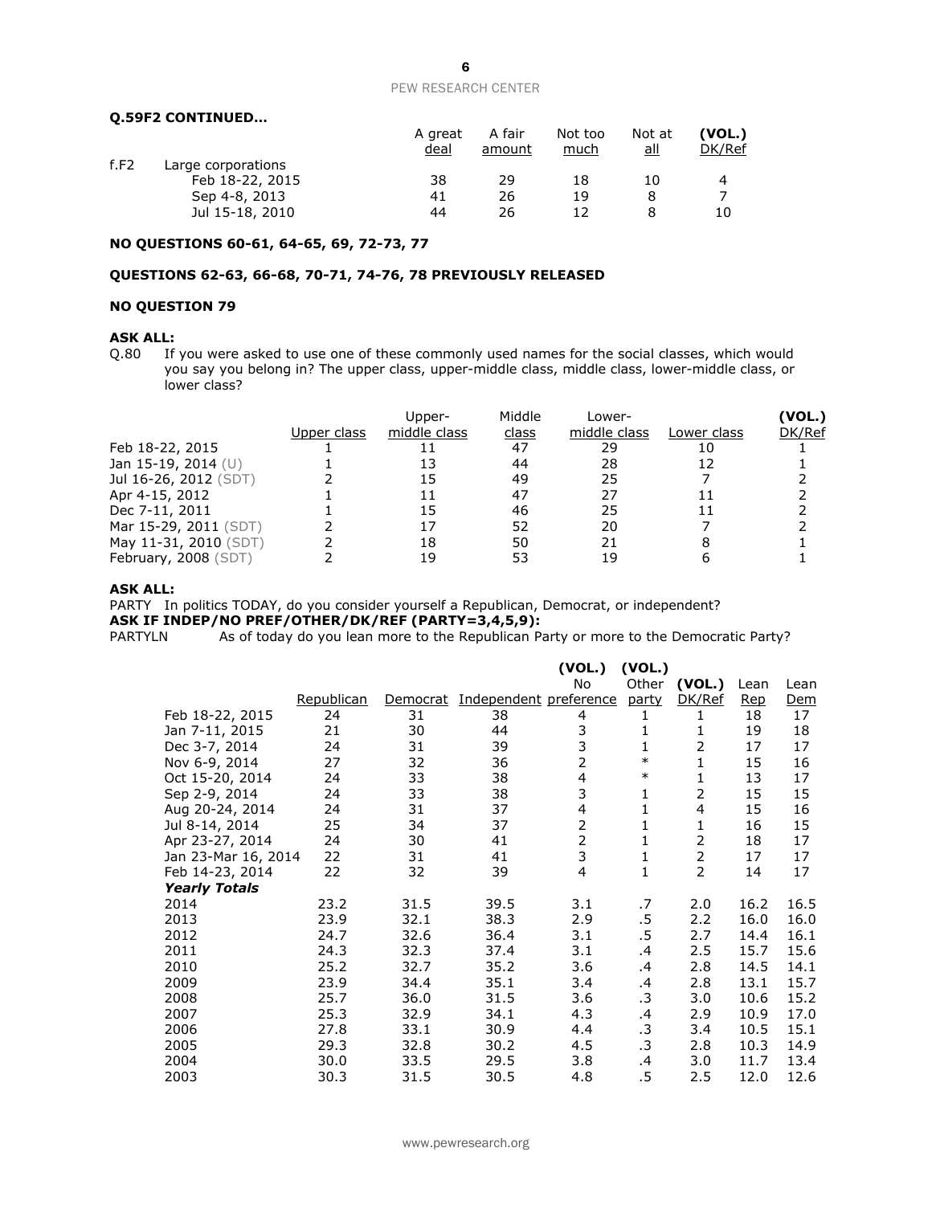**Q.59F2 CONTINUED…**

| | | A great deal | A fair amount | Not too much | Not at all | (VOL.) DK/Ref |
|---|---|---|---|---|---|---|
| f.F2 | Large corporations | | | | | |
| | Feb 18-22, 2015 | 38 | 29 | 18 | 10 | 4 |
| | Sep 4-8, 2013 | 41 | 26 | 19 | 8 | 7 |
| | Jul 15-18, 2010 | 44 | 26 | 12 | 8 | 10 |

**NO QUESTIONS 60-61, 64-65, 69, 72-73, 77**

**QUESTIONS 62-63, 66-68, 70-71, 74-76, 78 PREVIOUSLY RELEASED**

**NO QUESTION 79**

**ASK ALL:**

Q.80 If you were asked to use one of these commonly used names for the social classes, which would you say you belong in? The upper class, upper-middle class, middle class, lower-middle class, or lower class?

| | Upper class | Upper-middle class | Middle class | Lower-middle class | Lower class | (VOL.) DK/Ref |
|---|---|---|---|---|---|---|
| Feb 18-22, 2015 | 1 | 11 | 47 | 29 | 10 | 1 |
| Jan 15-19, 2014 (U) | 1 | 13 | 44 | 28 | 12 | 1 |
| Jul 16-26, 2012 (SDT) | 2 | 15 | 49 | 25 | 7 | 2 |
| Apr 4-15, 2012 | 1 | 11 | 47 | 27 | 11 | 2 |
| Dec 7-11, 2011 | 1 | 15 | 46 | 25 | 11 | 2 |
| Mar 15-29, 2011 (SDT) | 2 | 17 | 52 | 20 | 7 | 2 |
| May 11-31, 2010 (SDT) | 2 | 18 | 50 | 21 | 8 | 1 |
| February, 2008 (SDT) | 2 | 19 | 53 | 19 | 6 | 1 |

**ASK ALL:**

PARTY In politics TODAY, do you consider yourself a Republican, Democrat, or independent?

**ASK IF INDEP/NO PREF/OTHER/DK/REF (PARTY=3,4,5,9):**

PARTYLN As of today do you lean more to the Republican Party or more to the Democratic Party?

| | Republican | Democrat | Independent | (VOL.) No preference | (VOL.) Other party | (VOL.) DK/Ref | Lean Rep | Lean Dem |
|---|---|---|---|---|---|---|---|---|
| Feb 18-22, 2015 | 24 | 31 | 38 | 4 | 1 | 1 | 18 | 17 |
| Jan 7-11, 2015 | 21 | 30 | 44 | 3 | 1 | 1 | 19 | 18 |
| Dec 3-7, 2014 | 24 | 31 | 39 | 3 | 1 | 2 | 17 | 17 |
| Nov 6-9, 2014 | 27 | 32 | 36 | 2 | * | 1 | 15 | 16 |
| Oct 15-20, 2014 | 24 | 33 | 38 | 4 | * | 1 | 13 | 17 |
| Sep 2-9, 2014 | 24 | 33 | 38 | 3 | 1 | 2 | 15 | 15 |
| Aug 20-24, 2014 | 24 | 31 | 37 | 4 | 1 | 4 | 15 | 16 |
| Jul 8-14, 2014 | 25 | 34 | 37 | 2 | 1 | 1 | 16 | 15 |
| Apr 23-27, 2014 | 24 | 30 | 41 | 2 | 1 | 2 | 18 | 17 |
| Jan 23-Mar 16, 2014 | 22 | 31 | 41 | 3 | 1 | 2 | 17 | 17 |
| Feb 14-23, 2014 | 22 | 32 | 39 | 4 | 1 | 2 | 14 | 17 |
| ***Yearly Totals*** | | | | | | | | |
| 2014 | 23.2 | 31.5 | 39.5 | 3.1 | .7 | 2.0 | 16.2 | 16.5 |
| 2013 | 23.9 | 32.1 | 38.3 | 2.9 | .5 | 2.2 | 16.0 | 16.0 |
| 2012 | 24.7 | 32.6 | 36.4 | 3.1 | .5 | 2.7 | 14.4 | 16.1 |
| 2011 | 24.3 | 32.3 | 37.4 | 3.1 | .4 | 2.5 | 15.7 | 15.6 |
| 2010 | 25.2 | 32.7 | 35.2 | 3.6 | .4 | 2.8 | 14.5 | 14.1 |
| 2009 | 23.9 | 34.4 | 35.1 | 3.4 | .4 | 2.8 | 13.1 | 15.7 |
| 2008 | 25.7 | 36.0 | 31.5 | 3.6 | .3 | 3.0 | 10.6 | 15.2 |
| 2007 | 25.3 | 32.9 | 34.1 | 4.3 | .4 | 2.9 | 10.9 | 17.0 |
| 2006 | 27.8 | 33.1 | 30.9 | 4.4 | .3 | 3.4 | 10.5 | 15.1 |
| 2005 | 29.3 | 32.8 | 30.2 | 4.5 | .3 | 2.8 | 10.3 | 14.9 |
| 2004 | 30.0 | 33.5 | 29.5 | 3.8 | .4 | 3.0 | 11.7 | 13.4 |
| 2003 | 30.3 | 31.5 | 30.5 | 4.8 | .5 | 2.5 | 12.0 | 12.6 |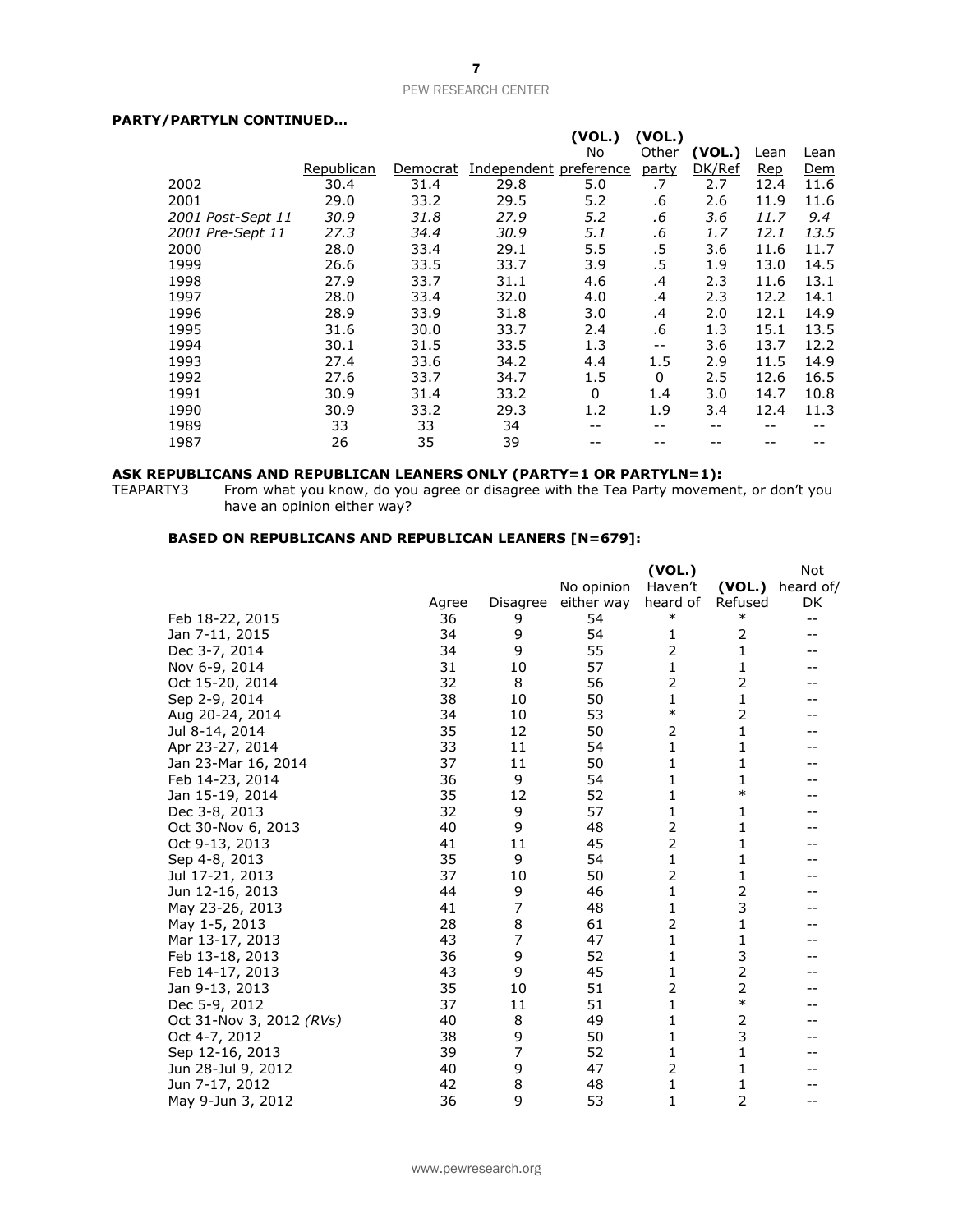**PARTY/PARTYLN CONTINUED…**

| | Republican | Democrat | Independent | (VOL.) No preference | (VOL.) Other party | (VOL.) DK/Ref | Lean Rep | Lean Dem |
|---|---|---|---|---|---|---|---|---|
| 2002 | 30.4 | 31.4 | 29.8 | 5.0 | .7 | 2.7 | 12.4 | 11.6 |
| 2001 | 29.0 | 33.2 | 29.5 | 5.2 | .6 | 2.6 | 11.9 | 11.6 |
| *2001 Post-Sept 11* | *30.9* | *31.8* | *27.9* | *5.2* | *.6* | *3.6* | *11.7* | *9.4* |
| *2001 Pre-Sept 11* | *27.3* | *34.4* | *30.9* | *5.1* | *.6* | *1.7* | *12.1* | *13.5* |
| 2000 | 28.0 | 33.4 | 29.1 | 5.5 | .5 | 3.6 | 11.6 | 11.7 |
| 1999 | 26.6 | 33.5 | 33.7 | 3.9 | .5 | 1.9 | 13.0 | 14.5 |
| 1998 | 27.9 | 33.7 | 31.1 | 4.6 | .4 | 2.3 | 11.6 | 13.1 |
| 1997 | 28.0 | 33.4 | 32.0 | 4.0 | .4 | 2.3 | 12.2 | 14.1 |
| 1996 | 28.9 | 33.9 | 31.8 | 3.0 | .4 | 2.0 | 12.1 | 14.9 |
| 1995 | 31.6 | 30.0 | 33.7 | 2.4 | .6 | 1.3 | 15.1 | 13.5 |
| 1994 | 30.1 | 31.5 | 33.5 | 1.3 | -- | 3.6 | 13.7 | 12.2 |
| 1993 | 27.4 | 33.6 | 34.2 | 4.4 | 1.5 | 2.9 | 11.5 | 14.9 |
| 1992 | 27.6 | 33.7 | 34.7 | 1.5 | 0 | 2.5 | 12.6 | 16.5 |
| 1991 | 30.9 | 31.4 | 33.2 | 0 | 1.4 | 3.0 | 14.7 | 10.8 |
| 1990 | 30.9 | 33.2 | 29.3 | 1.2 | 1.9 | 3.4 | 12.4 | 11.3 |
| 1989 | 33 | 33 | 34 | -- | -- | -- | -- | -- |
| 1987 | 26 | 35 | 39 | -- | -- | -- | -- | -- |

**ASK REPUBLICANS AND REPUBLICAN LEANERS ONLY (PARTY=1 OR PARTYLN=1):**

TEAPARTY3 From what you know, do you agree or disagree with the Tea Party movement, or don't you have an opinion either way?

**BASED ON REPUBLICANS AND REPUBLICAN LEANERS [N=679]:**

| | Agree | Disagree | No opinion either way | (VOL.) Haven't heard of | (VOL.) Refused | Not heard of/ DK |
|---|---|---|---|---|---|---|
| Feb 18-22, 2015 | 36 | 9 | 54 | * | * | -- |
| Jan 7-11, 2015 | 34 | 9 | 54 | 1 | 2 | -- |
| Dec 3-7, 2014 | 34 | 9 | 55 | 2 | 1 | -- |
| Nov 6-9, 2014 | 31 | 10 | 57 | 1 | 1 | -- |
| Oct 15-20, 2014 | 32 | 8 | 56 | 2 | 2 | -- |
| Sep 2-9, 2014 | 38 | 10 | 50 | 1 | 1 | -- |
| Aug 20-24, 2014 | 34 | 10 | 53 | * | 2 | -- |
| Jul 8-14, 2014 | 35 | 12 | 50 | 2 | 1 | -- |
| Apr 23-27, 2014 | 33 | 11 | 54 | 1 | 1 | -- |
| Jan 23-Mar 16, 2014 | 37 | 11 | 50 | 1 | 1 | -- |
| Feb 14-23, 2014 | 36 | 9 | 54 | 1 | 1 | -- |
| Jan 15-19, 2014 | 35 | 12 | 52 | 1 | * | -- |
| Dec 3-8, 2013 | 32 | 9 | 57 | 1 | 1 | -- |
| Oct 30-Nov 6, 2013 | 40 | 9 | 48 | 2 | 1 | -- |
| Oct 9-13, 2013 | 41 | 11 | 45 | 2 | 1 | -- |
| Sep 4-8, 2013 | 35 | 9 | 54 | 1 | 1 | -- |
| Jul 17-21, 2013 | 37 | 10 | 50 | 2 | 1 | -- |
| Jun 12-16, 2013 | 44 | 9 | 46 | 1 | 2 | -- |
| May 23-26, 2013 | 41 | 7 | 48 | 1 | 3 | -- |
| May 1-5, 2013 | 28 | 8 | 61 | 2 | 1 | -- |
| Mar 13-17, 2013 | 43 | 7 | 47 | 1 | 1 | -- |
| Feb 13-18, 2013 | 36 | 9 | 52 | 1 | 3 | -- |
| Feb 14-17, 2013 | 43 | 9 | 45 | 1 | 2 | -- |
| Jan 9-13, 2013 | 35 | 10 | 51 | 2 | 2 | -- |
| Dec 5-9, 2012 | 37 | 11 | 51 | 1 | * | -- |
| Oct 31-Nov 3, 2012 *(RVs)* | 40 | 8 | 49 | 1 | 2 | -- |
| Oct 4-7, 2012 | 38 | 9 | 50 | 1 | 3 | -- |
| Sep 12-16, 2013 | 39 | 7 | 52 | 1 | 1 | -- |
| Jun 28-Jul 9, 2012 | 40 | 9 | 47 | 2 | 1 | -- |
| Jun 7-17, 2012 | 42 | 8 | 48 | 1 | 1 | -- |
| May 9-Jun 3, 2012 | 36 | 9 | 53 | 1 | 2 | -- |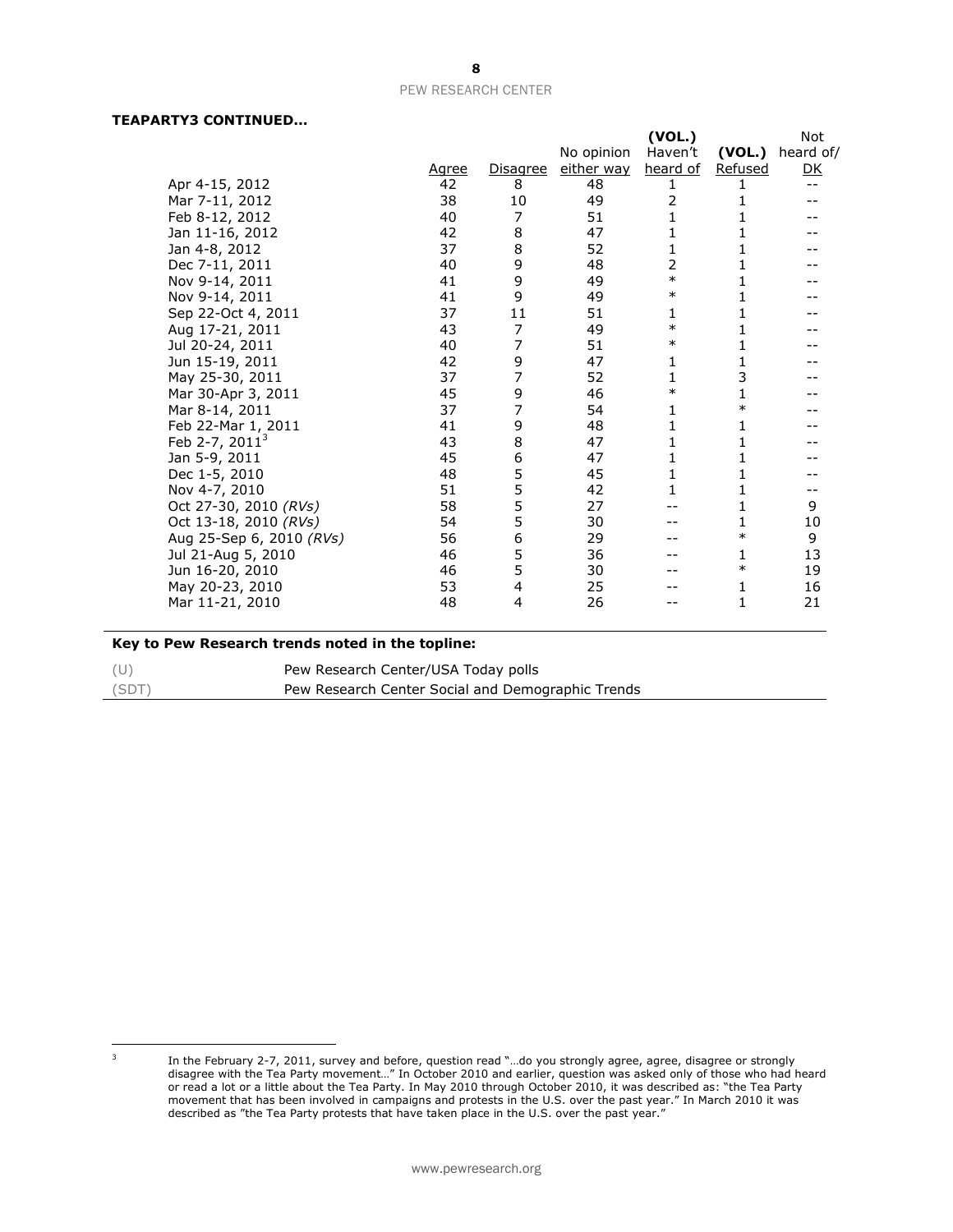**TEAPARTY3 CONTINUED…**

| | Agree | Disagree | No opinion either way | (VOL.) Haven't heard of | (VOL.) Refused | Not heard of/ DK |
|---|---|---|---|---|---|---|
| Apr 4-15, 2012 | 42 | 8 | 48 | 1 | 1 | -- |
| Mar 7-11, 2012 | 38 | 10 | 49 | 2 | 1 | -- |
| Feb 8-12, 2012 | 40 | 7 | 51 | 1 | 1 | -- |
| Jan 11-16, 2012 | 42 | 8 | 47 | 1 | 1 | -- |
| Jan 4-8, 2012 | 37 | 8 | 52 | 1 | 1 | -- |
| Dec 7-11, 2011 | 40 | 9 | 48 | 2 | 1 | -- |
| Nov 9-14, 2011 | 41 | 9 | 49 | * | 1 | -- |
| Nov 9-14, 2011 | 41 | 9 | 49 | * | 1 | -- |
| Sep 22-Oct 4, 2011 | 37 | 11 | 51 | 1 | 1 | -- |
| Aug 17-21, 2011 | 43 | 7 | 49 | * | 1 | -- |
| Jul 20-24, 2011 | 40 | 7 | 51 | * | 1 | -- |
| Jun 15-19, 2011 | 42 | 9 | 47 | 1 | 1 | -- |
| May 25-30, 2011 | 37 | 7 | 52 | 1 | 3 | -- |
| Mar 30-Apr 3, 2011 | 45 | 9 | 46 | * | 1 | -- |
| Mar 8-14, 2011 | 37 | 7 | 54 | 1 | * | -- |
| Feb 22-Mar 1, 2011 | 41 | 9 | 48 | 1 | 1 | -- |
| Feb 2-7, 2011[3] | 43 | 8 | 47 | 1 | 1 | -- |
| Jan 5-9, 2011 | 45 | 6 | 47 | 1 | 1 | -- |
| Dec 1-5, 2010 | 48 | 5 | 45 | 1 | 1 | -- |
| Nov 4-7, 2010 | 51 | 5 | 42 | 1 | 1 | -- |
| Oct 27-30, 2010 *(RVs)* | 58 | 5 | 27 | -- | 1 | 9 |
| Oct 13-18, 2010 *(RVs)* | 54 | 5 | 30 | -- | 1 | 10 |
| Aug 25-Sep 6, 2010 *(RVs)* | 56 | 6 | 29 | -- | * | 9 |
| Jul 21-Aug 5, 2010 | 46 | 5 | 36 | -- | 1 | 13 |
| Jun 16-20, 2010 | 46 | 5 | 30 | -- | * | 19 |
| May 20-23, 2010 | 53 | 4 | 25 | -- | 1 | 16 |
| Mar 11-21, 2010 | 48 | 4 | 26 | -- | 1 | 21 |

**Key to Pew Research trends noted in the topline:**

| | |
|---|---|
| (U) | Pew Research Center/USA Today polls |
| (SDT) | Pew Research Center Social and Demographic Trends |

[3] In the February 2-7, 2011, survey and before, question read "…do you strongly agree, agree, disagree or strongly disagree with the Tea Party movement…" In October 2010 and earlier, question was asked only of those who had heard or read a lot or a little about the Tea Party. In May 2010 through October 2010, it was described as: "the Tea Party movement that has been involved in campaigns and protests in the U.S. over the past year." In March 2010 it was described as "the Tea Party protests that have taken place in the U.S. over the past year."